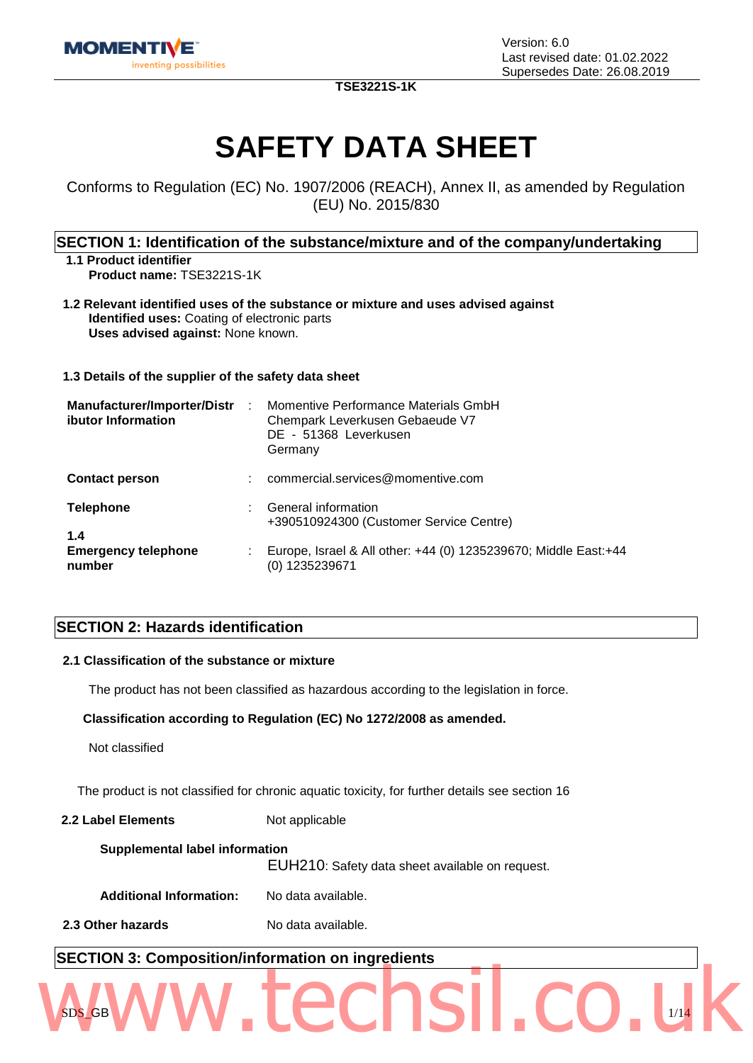Version: 6.0
Last revised date: 01.02.2022
Supersedes Date: 26.08.2019

**TSE3221S-1K**

# SAFETY DATA SHEET

Conforms to Regulation (EC) No. 1907/2006 (REACH), Annex II, as amended by Regulation (EU) No. 2015/830

## SECTION 1: Identification of the substance/mixture and of the company/undertaking

**1.1 Product identifier**

**Product name:** TSE3221S-1K

**1.2 Relevant identified uses of the substance or mixture and uses advised against**

**Identified uses:** Coating of electronic parts
**Uses advised against:** None known.

**1.3 Details of the supplier of the safety data sheet**

| | | |
|---|---|---|
| **Manufacturer/Importer/Distributor Information** | : | Momentive Performance Materials GmbH<br>Chempark Leverkusen Gebaeude V7<br>DE - 51368 Leverkusen<br>Germany |
| **Contact person** | : | commercial.services@momentive.com |
| **Telephone** | : | General information<br>+390510924300 (Customer Service Centre) |
| **1.4 Emergency telephone number** | : | Europe, Israel & All other: +44 (0) 1235239670; Middle East:+44 (0) 1235239671 |

## SECTION 2: Hazards identification

**2.1 Classification of the substance or mixture**

The product has not been classified as hazardous according to the legislation in force.

**Classification according to Regulation (EC) No 1272/2008 as amended.**

Not classified

The product is not classified for chronic aquatic toxicity, for further details see section 16

**2.2 Label Elements** Not applicable

**Supplemental label information**

EUH210: Safety data sheet available on request.

**Additional Information:** No data available.

**2.3 Other hazards** No data available.

## SECTION 3: Composition/information on ingredients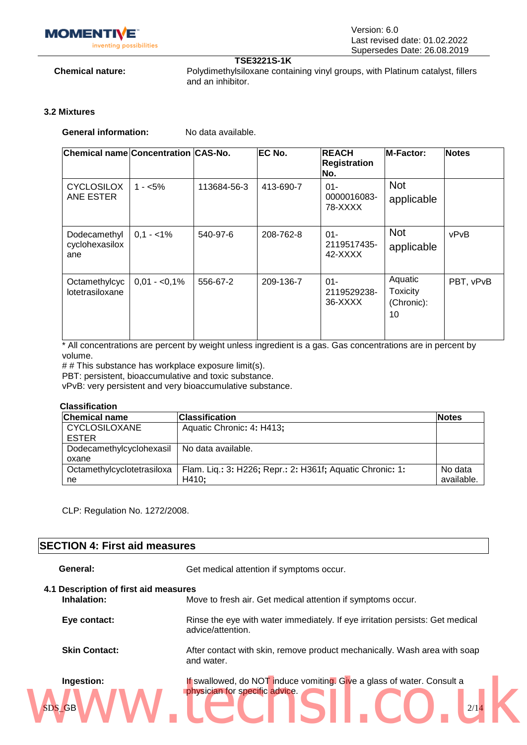**TSE3221S-1K**

**Chemical nature:** Polydimethylsiloxane containing vinyl groups, with Platinum catalyst, fillers and an inhibitor.

### 3.2 Mixtures

**General information:** No data available.

| Chemical name | Concentration | CAS-No. | EC No. | REACH Registration No. | M-Factor: | Notes |
|---|---|---|---|---|---|---|
| CYCLOSILOXANE ESTER | 1 - <5% | 113684-56-3 | 413-690-7 | 01-0000016083-78-XXXX | Not applicable | |
| Dodecamethyl cyclohexasiloxane | 0,1 - <1% | 540-97-6 | 208-762-8 | 01-2119517435-42-XXXX | Not applicable | vPvB |
| Octamethylcyclotetrasiloxane | 0,01 - <0,1% | 556-67-2 | 209-136-7 | 01-2119529238-36-XXXX | Aquatic Toxicity (Chronic): 10 | PBT, vPvB |

* All concentrations are percent by weight unless ingredient is a gas. Gas concentrations are in percent by volume.
# # This substance has workplace exposure limit(s).
PBT: persistent, bioaccumulative and toxic substance.
vPvB: very persistent and very bioaccumulative substance.

**Classification**

| Chemical name | Classification | Notes |
|---|---|---|
| CYCLOSILOXANE ESTER | Aquatic Chronic: 4: H413; | |
| Dodecamethylcyclohexasiloxane | No data available. | |
| Octamethylcyclotetrasiloxane | Flam. Liq.: 3: H226; Repr.: 2: H361f; Aquatic Chronic: 1: H410; | No data available. |

CLP: Regulation No. 1272/2008.

## SECTION 4: First aid measures

**General:** Get medical attention if symptoms occur.

### 4.1 Description of first aid measures

**Inhalation:** Move to fresh air. Get medical attention if symptoms occur.

**Eye contact:** Rinse the eye with water immediately. If eye irritation persists: Get medical advice/attention.

**Skin Contact:** After contact with skin, remove product mechanically. Wash area with soap and water.

**Ingestion:** If swallowed, do NOT induce vomiting. Give a glass of water. Consult a physician for specific advice.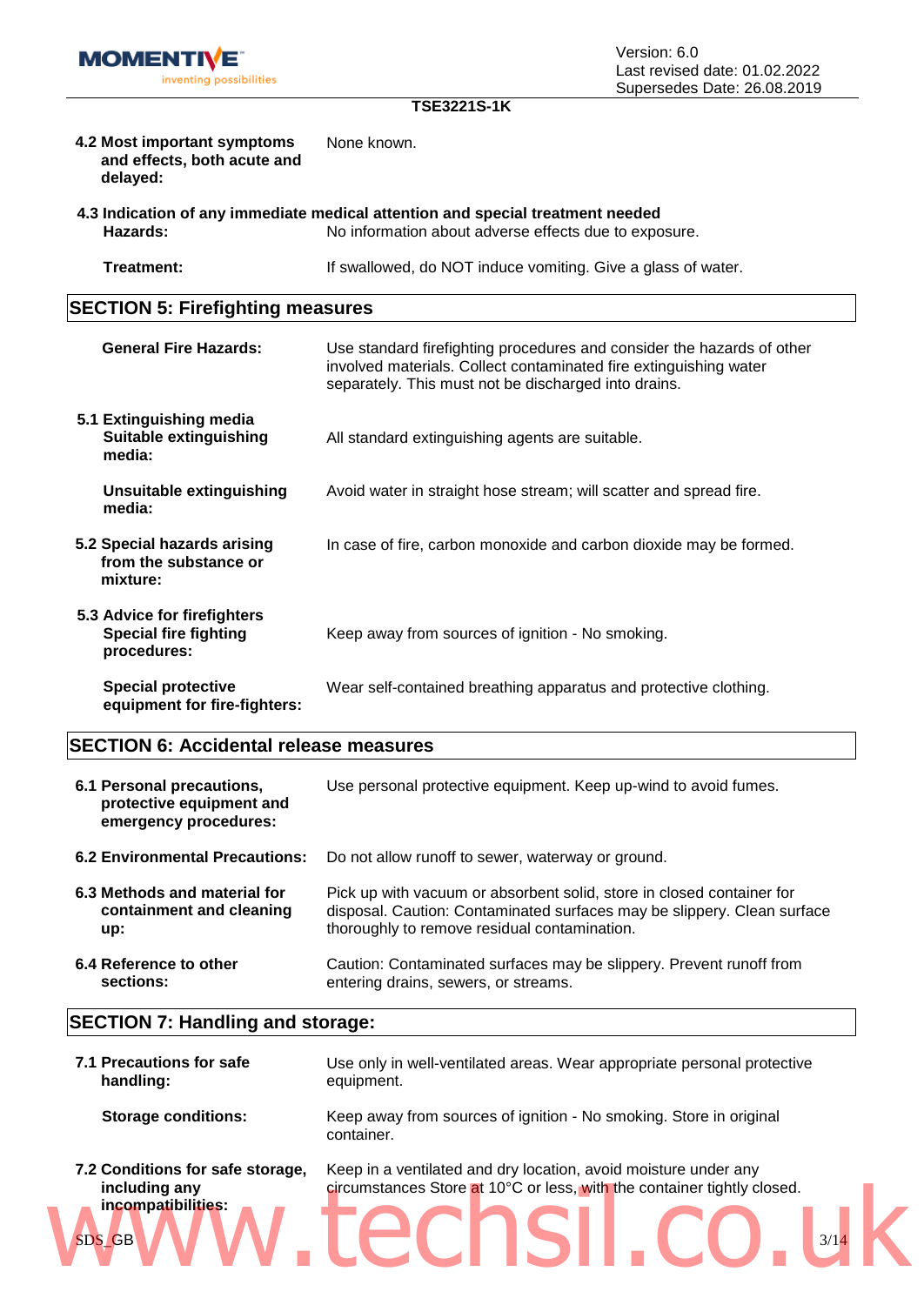**4.2 Most important symptoms and effects, both acute and delayed:** None known.

**4.3 Indication of any immediate medical attention and special treatment needed**

**Hazards:** No information about adverse effects due to exposure.

**Treatment:** If swallowed, do NOT induce vomiting. Give a glass of water.

## SECTION 5: Firefighting measures

**General Fire Hazards:** Use standard firefighting procedures and consider the hazards of other involved materials. Collect contaminated fire extinguishing water separately. This must not be discharged into drains.

**5.1 Extinguishing media**

**Suitable extinguishing media:** All standard extinguishing agents are suitable.

**Unsuitable extinguishing media:** Avoid water in straight hose stream; will scatter and spread fire.

**5.2 Special hazards arising from the substance or mixture:** In case of fire, carbon monoxide and carbon dioxide may be formed.

**5.3 Advice for firefighters**

**Special fire fighting procedures:** Keep away from sources of ignition - No smoking.

**Special protective equipment for fire-fighters:** Wear self-contained breathing apparatus and protective clothing.

## SECTION 6: Accidental release measures

**6.1 Personal precautions, protective equipment and emergency procedures:** Use personal protective equipment. Keep up-wind to avoid fumes.

**6.2 Environmental Precautions:** Do not allow runoff to sewer, waterway or ground.

**6.3 Methods and material for containment and cleaning up:** Pick up with vacuum or absorbent solid, store in closed container for disposal. Caution: Contaminated surfaces may be slippery. Clean surface thoroughly to remove residual contamination.

**6.4 Reference to other sections:** Caution: Contaminated surfaces may be slippery. Prevent runoff from entering drains, sewers, or streams.

## SECTION 7: Handling and storage:

**7.1 Precautions for safe handling:** Use only in well-ventilated areas. Wear appropriate personal protective equipment.

**Storage conditions:** Keep away from sources of ignition - No smoking. Store in original container.

**7.2 Conditions for safe storage, including any incompatibilities:** Keep in a ventilated and dry location, avoid moisture under any circumstances Store at 10°C or less, with the container tightly closed.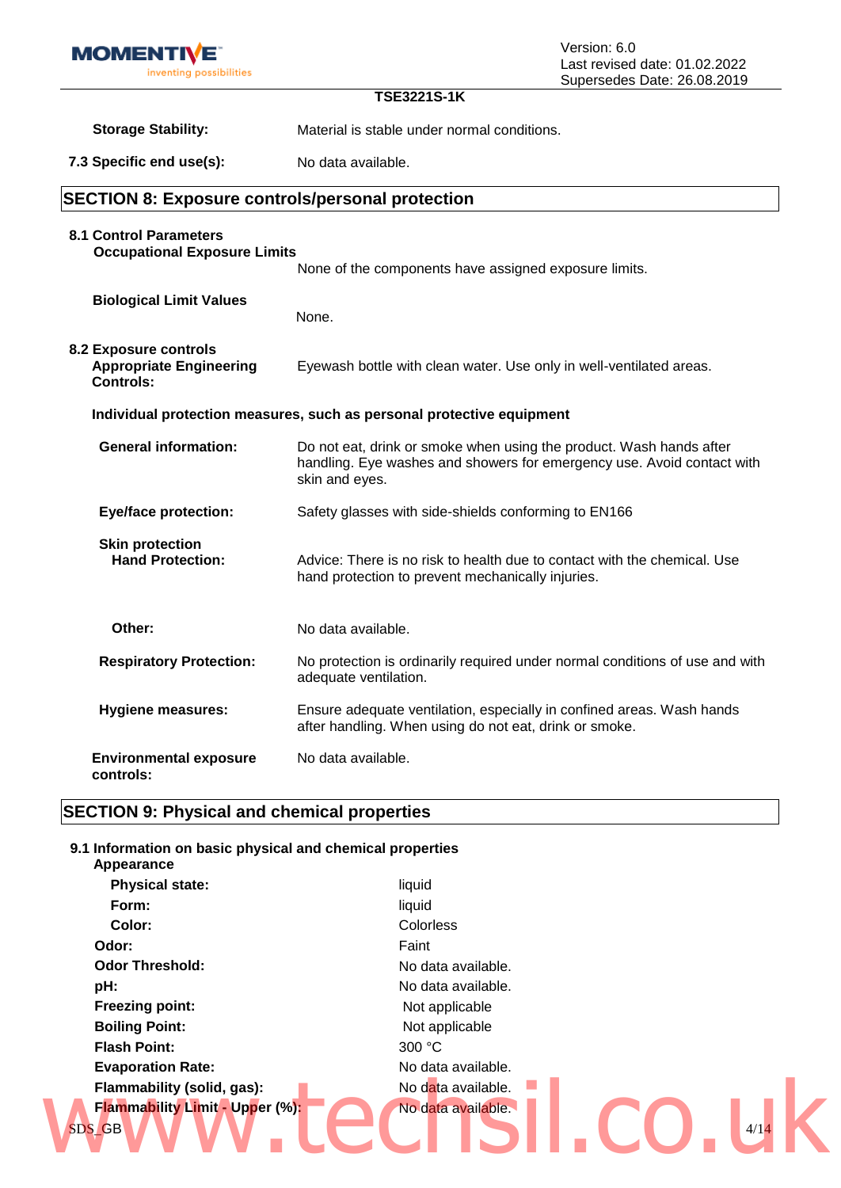**Storage Stability:** Material is stable under normal conditions.

**7.3 Specific end use(s):** No data available.

## SECTION 8: Exposure controls/personal protection

**8.1 Control Parameters**

**Occupational Exposure Limits**

None of the components have assigned exposure limits.

**Biological Limit Values**

None.

**8.2 Exposure controls**

**Appropriate Engineering Controls:** Eyewash bottle with clean water. Use only in well-ventilated areas.

**Individual protection measures, such as personal protective equipment**

**General information:** Do not eat, drink or smoke when using the product. Wash hands after handling. Eye washes and showers for emergency use. Avoid contact with skin and eyes.

**Eye/face protection:** Safety glasses with side-shields conforming to EN166

**Skin protection**

**Hand Protection:** Advice: There is no risk to health due to contact with the chemical. Use hand protection to prevent mechanically injuries.

**Other:** No data available.

**Respiratory Protection:** No protection is ordinarily required under normal conditions of use and with adequate ventilation.

**Hygiene measures:** Ensure adequate ventilation, especially in confined areas. Wash hands after handling. When using do not eat, drink or smoke.

**Environmental exposure controls:** No data available.

## SECTION 9: Physical and chemical properties

**9.1 Information on basic physical and chemical properties**

**Appearance**

| | |
|---|---|
| **Physical state:** | liquid |
| **Form:** | liquid |
| **Color:** | Colorless |
| **Odor:** | Faint |
| **Odor Threshold:** | No data available. |
| **pH:** | No data available. |
| **Freezing point:** | Not applicable |
| **Boiling Point:** | Not applicable |
| **Flash Point:** | 300 °C |
| **Evaporation Rate:** | No data available. |
| **Flammability (solid, gas):** | No data available. |
| **Flammability Limit - Upper (%):** | No data available. |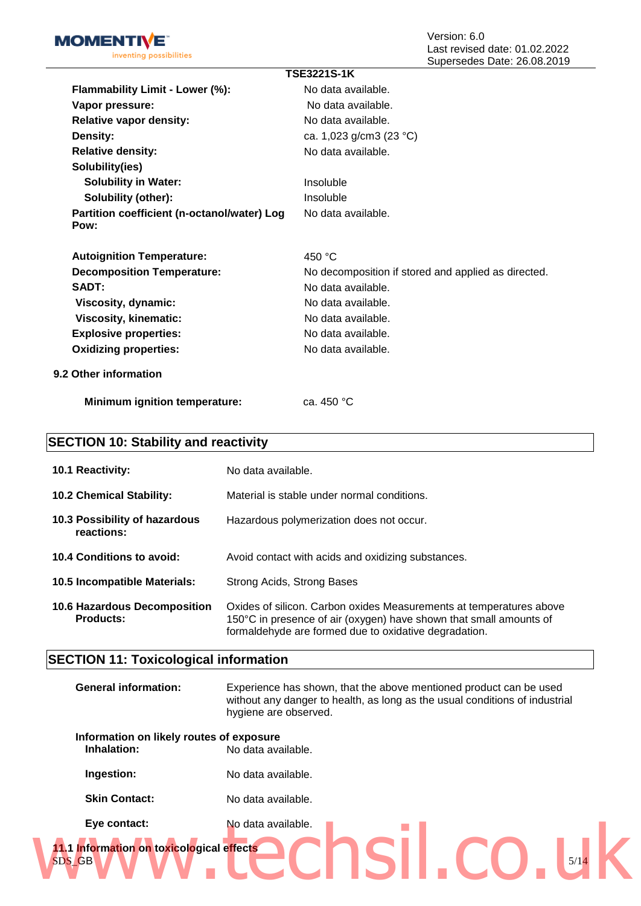| | |
|---|---|
| **Flammability Limit - Lower (%):** | No data available. |
| **Vapor pressure:** | No data available. |
| **Relative vapor density:** | No data available. |
| **Density:** | ca. 1,023 g/cm3 (23 °C) |
| **Relative density:** | No data available. |
| **Solubility(ies)** | |
| **Solubility in Water:** | Insoluble |
| **Solubility (other):** | Insoluble |
| **Partition coefficient (n-octanol/water) Log Pow:** | No data available. |
| **Autoignition Temperature:** | 450 °C |
| **Decomposition Temperature:** | No decomposition if stored and applied as directed. |
| **SADT:** | No data available. |
| **Viscosity, dynamic:** | No data available. |
| **Viscosity, kinematic:** | No data available. |
| **Explosive properties:** | No data available. |
| **Oxidizing properties:** | No data available. |

**9.2 Other information**

| | |
|---|---|
| **Minimum ignition temperature:** | ca. 450 °C |

## SECTION 10: Stability and reactivity

| | |
|---|---|
| **10.1 Reactivity:** | No data available. |
| **10.2 Chemical Stability:** | Material is stable under normal conditions. |
| **10.3 Possibility of hazardous reactions:** | Hazardous polymerization does not occur. |
| **10.4 Conditions to avoid:** | Avoid contact with acids and oxidizing substances. |
| **10.5 Incompatible Materials:** | Strong Acids, Strong Bases |
| **10.6 Hazardous Decomposition Products:** | Oxides of silicon. Carbon oxides Measurements at temperatures above 150°C in presence of air (oxygen) have shown that small amounts of formaldehyde are formed due to oxidative degradation. |

## SECTION 11: Toxicological information

**General information:** Experience has shown, that the above mentioned product can be used without any danger to health, as long as the usual conditions of industrial hygiene are observed.

**Information on likely routes of exposure**

| | |
|---|---|
| **Inhalation:** | No data available. |
| **Ingestion:** | No data available. |
| **Skin Contact:** | No data available. |
| **Eye contact:** | No data available. |

**11.1 Information on toxicological effects**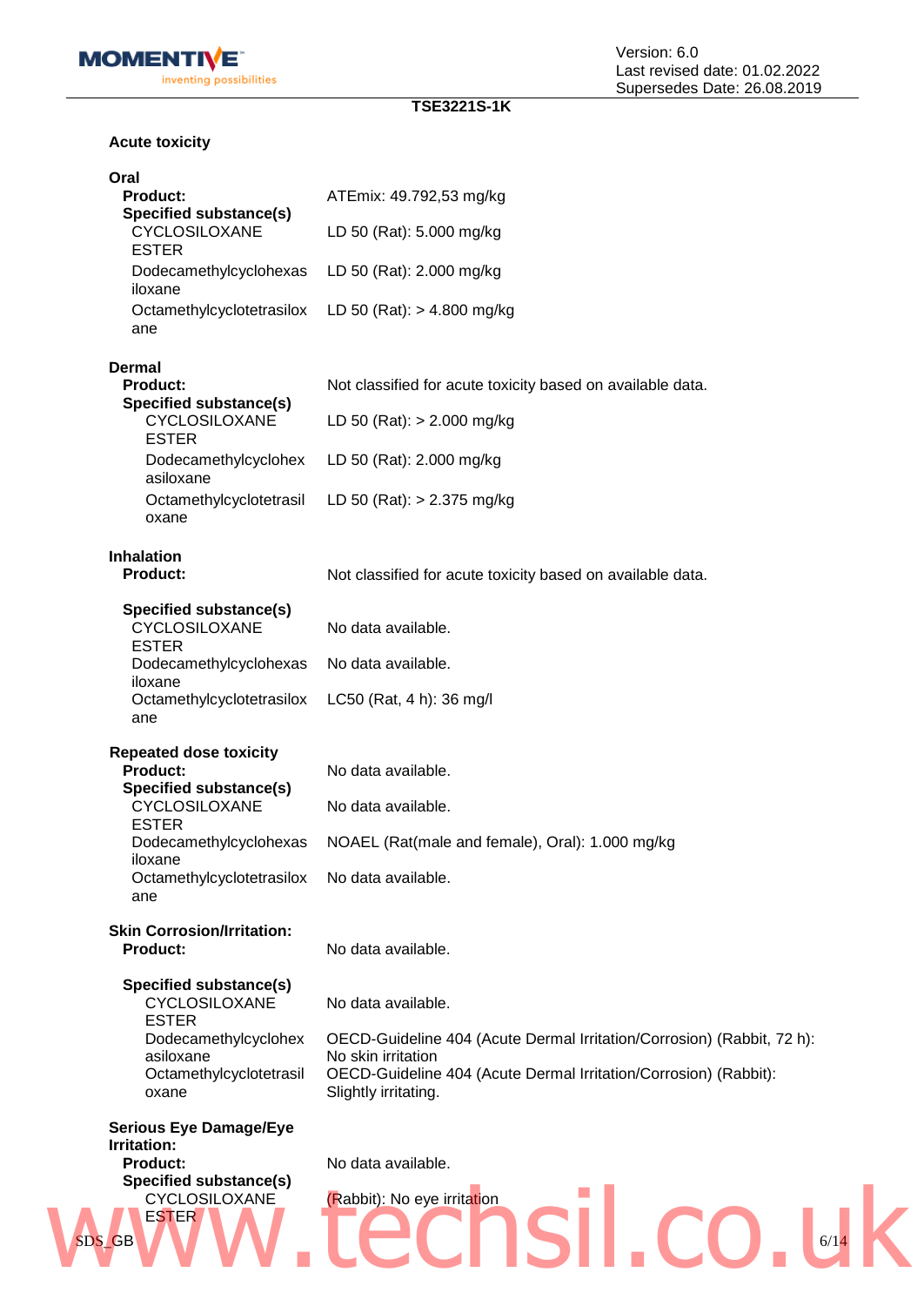### Acute toxicity

**Oral**

| | |
|---|---|
| **Product:** | ATEmix: 49.792,53 mg/kg |
| **Specified substance(s)** | |
| CYCLOSILOXANE ESTER | LD 50 (Rat): 5.000 mg/kg |
| Dodecamethylcyclohexasiloxane | LD 50 (Rat): 2.000 mg/kg |
| Octamethylcyclotetrasiloxane | LD 50 (Rat): > 4.800 mg/kg |

**Dermal**

| | |
|---|---|
| **Product:** | Not classified for acute toxicity based on available data. |
| **Specified substance(s)** | |
| CYCLOSILOXANE ESTER | LD 50 (Rat): > 2.000 mg/kg |
| Dodecamethylcyclohexasiloxane | LD 50 (Rat): 2.000 mg/kg |
| Octamethylcyclotetrasiloxane | LD 50 (Rat): > 2.375 mg/kg |

**Inhalation**

| | |
|---|---|
| **Product:** | Not classified for acute toxicity based on available data. |
| **Specified substance(s)** | |
| CYCLOSILOXANE ESTER | No data available. |
| Dodecamethylcyclohexasiloxane | No data available. |
| Octamethylcyclotetrasiloxane | LC50 (Rat, 4 h): 36 mg/l |

### Repeated dose toxicity

| | |
|---|---|
| **Product:** | No data available. |
| **Specified substance(s)** | |
| CYCLOSILOXANE ESTER | No data available. |
| Dodecamethylcyclohexasiloxane | NOAEL (Rat(male and female), Oral): 1.000 mg/kg |
| Octamethylcyclotetrasiloxane | No data available. |

### Skin Corrosion/Irritation:

| | |
|---|---|
| **Product:** | No data available. |
| **Specified substance(s)** | |
| CYCLOSILOXANE ESTER | No data available. |
| Dodecamethylcyclohexasiloxane | OECD-Guideline 404 (Acute Dermal Irritation/Corrosion) (Rabbit, 72 h): No skin irritation |
| Octamethylcyclotetrasiloxane | OECD-Guideline 404 (Acute Dermal Irritation/Corrosion) (Rabbit): Slightly irritating. |

### Serious Eye Damage/Eye Irritation:

| | |
|---|---|
| **Product:** | No data available. |
| **Specified substance(s)** | |
| CYCLOSILOXANE ESTER | (Rabbit): No eye irritation |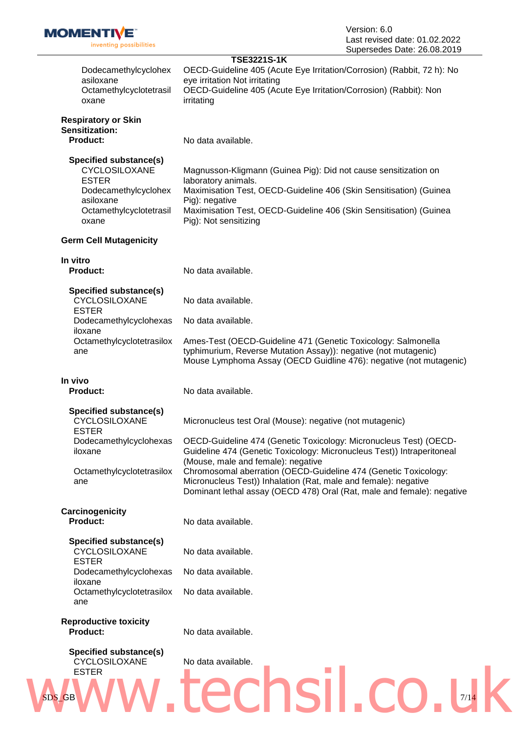| | |
|---|---|
| Dodecamethylcyclohexasiloxane | OECD-Guideline 405 (Acute Eye Irritation/Corrosion) (Rabbit, 72 h): No eye irritation Not irritating |
| Octamethylcyclotetrasiloxane | OECD-Guideline 405 (Acute Eye Irritation/Corrosion) (Rabbit): Non irritating |

**Respiratory or Skin Sensitization:**

**Product:** No data available.

**Specified substance(s)**

| | |
|---|---|
| CYCLOSILOXANE ESTER | Magnusson-Kligmann (Guinea Pig): Did not cause sensitization on laboratory animals. |
| Dodecamethylcyclohexasiloxane | Maximisation Test, OECD-Guideline 406 (Skin Sensitisation) (Guinea Pig): negative |
| Octamethylcyclotetrasiloxane | Maximisation Test, OECD-Guideline 406 (Skin Sensitisation) (Guinea Pig): Not sensitizing |

**Germ Cell Mutagenicity**

**In vitro**

**Product:** No data available.

**Specified substance(s)**

| | |
|---|---|
| CYCLOSILOXANE ESTER | No data available. |
| Dodecamethylcyclohexasiloxane | No data available. |
| Octamethylcyclotetrasiloxane | Ames-Test (OECD-Guideline 471 (Genetic Toxicology: Salmonella typhimurium, Reverse Mutation Assay)): negative (not mutagenic)<br>Mouse Lymphoma Assay (OECD Guidline 476): negative (not mutagenic) |

**In vivo**

**Product:** No data available.

**Specified substance(s)**

| | |
|---|---|
| CYCLOSILOXANE ESTER | Micronucleus test Oral (Mouse): negative (not mutagenic) |
| Dodecamethylcyclohexasiloxane | OECD-Guideline 474 (Genetic Toxicology: Micronucleus Test) (OECD-Guideline 474 (Genetic Toxicology: Micronucleus Test)) Intraperitoneal (Mouse, male and female): negative |
| Octamethylcyclotetrasiloxane | Chromosomal aberration (OECD-Guideline 474 (Genetic Toxicology: Micronucleus Test)) Inhalation (Rat, male and female): negative<br>Dominant lethal assay (OECD 478) Oral (Rat, male and female): negative |

**Carcinogenicity**

**Product:** No data available.

**Specified substance(s)**

| | |
|---|---|
| CYCLOSILOXANE ESTER | No data available. |
| Dodecamethylcyclohexasiloxane | No data available. |
| Octamethylcyclotetrasiloxane | No data available. |

**Reproductive toxicity**

**Product:** No data available.

**Specified substance(s)**

| | |
|---|---|
| CYCLOSILOXANE ESTER | No data available. |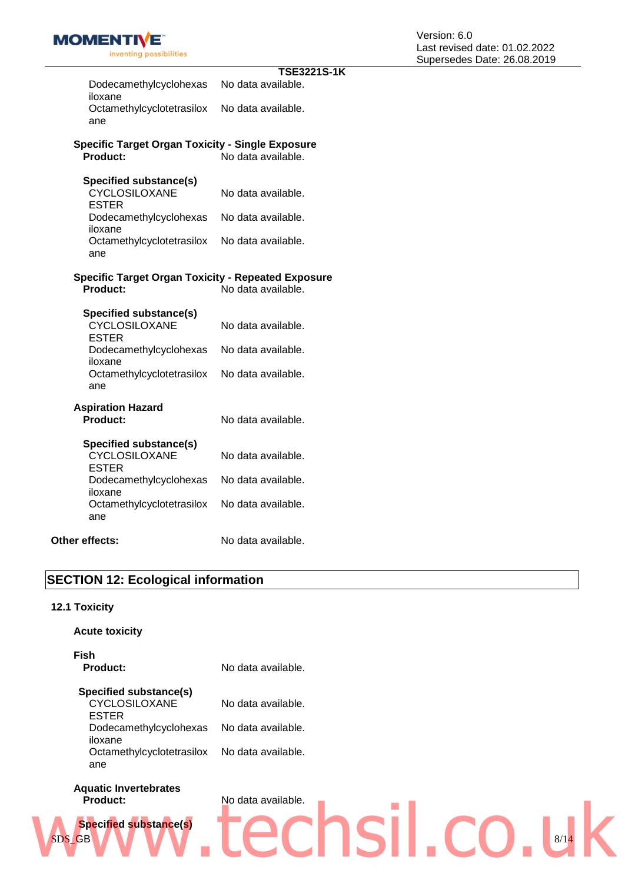| | |
|---|---|
| Dodecamethylcyclohexasiloxane | No data available. |
| Octamethylcyclotetrasiloxane | No data available. |

**Specific Target Organ Toxicity - Single Exposure**

| | |
|---|---|
| **Product:** | No data available. |

**Specified substance(s)**

| | |
|---|---|
| CYCLOSILOXANE ESTER | No data available. |
| Dodecamethylcyclohexasiloxane | No data available. |
| Octamethylcyclotetrasiloxane | No data available. |

**Specific Target Organ Toxicity - Repeated Exposure**

| | |
|---|---|
| **Product:** | No data available. |

**Specified substance(s)**

| | |
|---|---|
| CYCLOSILOXANE ESTER | No data available. |
| Dodecamethylcyclohexasiloxane | No data available. |
| Octamethylcyclotetrasiloxane | No data available. |

**Aspiration Hazard**

| | |
|---|---|
| **Product:** | No data available. |

**Specified substance(s)**

| | |
|---|---|
| CYCLOSILOXANE ESTER | No data available. |
| Dodecamethylcyclohexasiloxane | No data available. |
| Octamethylcyclotetrasiloxane | No data available. |

**Other effects:** No data available.

## SECTION 12: Ecological information

### 12.1 Toxicity

**Acute toxicity**

**Fish**

| | |
|---|---|
| **Product:** | No data available. |

**Specified substance(s)**

| | |
|---|---|
| CYCLOSILOXANE ESTER | No data available. |
| Dodecamethylcyclohexasiloxane | No data available. |
| Octamethylcyclotetrasiloxane | No data available. |

**Aquatic Invertebrates**

| | |
|---|---|
| **Product:** | No data available. |

**Specified substance(s)**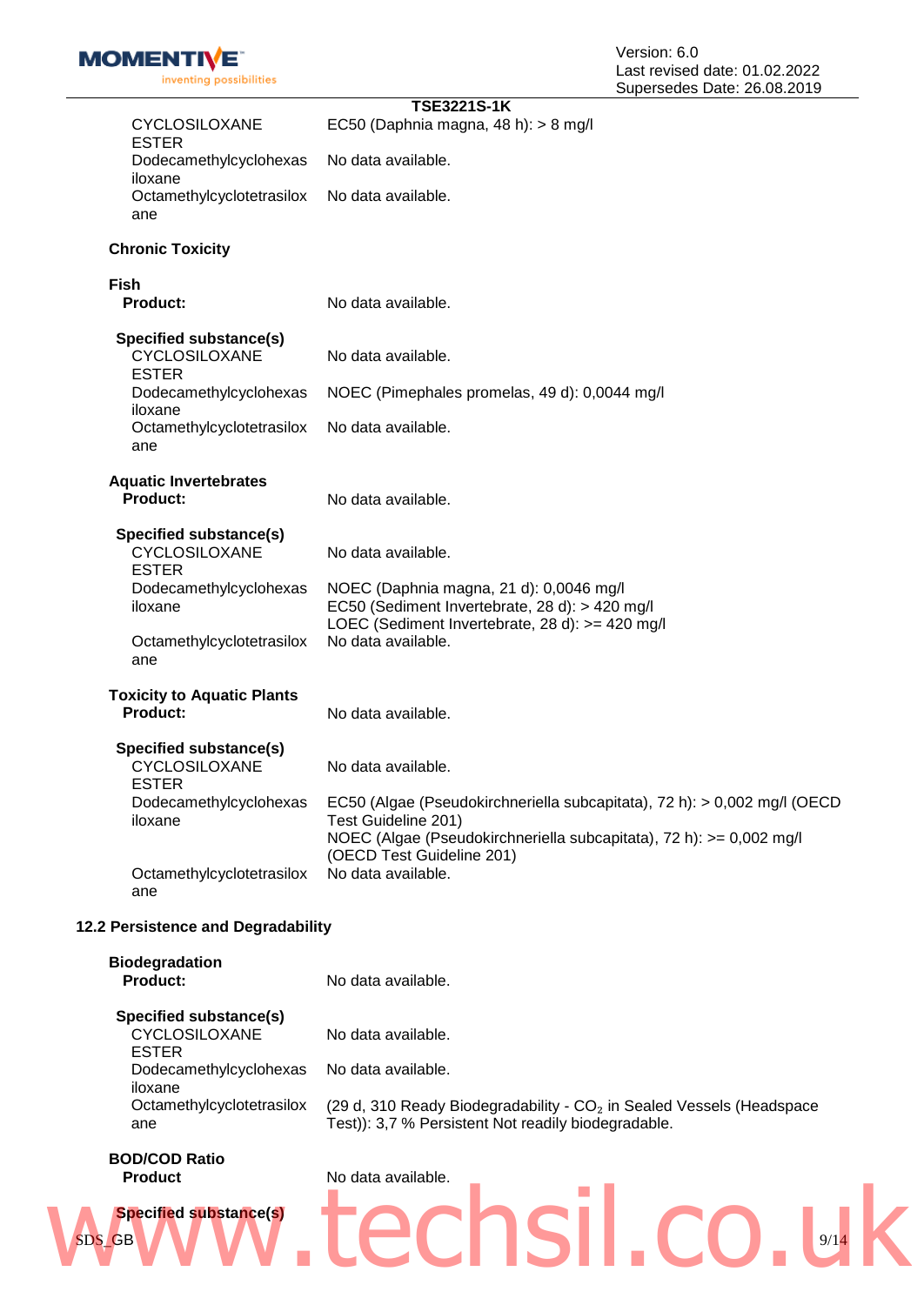| | |
|---|---|
| CYCLOSILOXANE ESTER | EC50 (Daphnia magna, 48 h): > 8 mg/l |
| Dodecamethylcyclohexasiloxane | No data available. |
| Octamethylcyclotetrasiloxane | No data available. |

**Chronic Toxicity**

**Fish**

| | |
|---|---|
| **Product:** | No data available. |

**Specified substance(s)**

| | |
|---|---|
| CYCLOSILOXANE ESTER | No data available. |
| Dodecamethylcyclohexasiloxane | NOEC (Pimephales promelas, 49 d): 0,0044 mg/l |
| Octamethylcyclotetrasiloxane | No data available. |

**Aquatic Invertebrates**

| | |
|---|---|
| **Product:** | No data available. |

**Specified substance(s)**

| | |
|---|---|
| CYCLOSILOXANE ESTER | No data available. |
| Dodecamethylcyclohexasiloxane | NOEC (Daphnia magna, 21 d): 0,0046 mg/l<br>EC50 (Sediment Invertebrate, 28 d): > 420 mg/l<br>LOEC (Sediment Invertebrate, 28 d): >= 420 mg/l |
| Octamethylcyclotetrasiloxane | No data available. |

**Toxicity to Aquatic Plants**

| | |
|---|---|
| **Product:** | No data available. |

**Specified substance(s)**

| | |
|---|---|
| CYCLOSILOXANE ESTER | No data available. |
| Dodecamethylcyclohexasiloxane | EC50 (Algae (Pseudokirchneriella subcapitata), 72 h): > 0,002 mg/l (OECD Test Guideline 201)<br>NOEC (Algae (Pseudokirchneriella subcapitata), 72 h): >= 0,002 mg/l (OECD Test Guideline 201) |
| Octamethylcyclotetrasiloxane | No data available. |

## 12.2 Persistence and Degradability

**Biodegradation**

| | |
|---|---|
| **Product:** | No data available. |

**Specified substance(s)**

| | |
|---|---|
| CYCLOSILOXANE ESTER | No data available. |
| Dodecamethylcyclohexasiloxane | No data available. |
| Octamethylcyclotetrasiloxane | (29 d, 310 Ready Biodegradability - $CO_2$ in Sealed Vessels (Headspace Test)): 3,7 % Persistent Not readily biodegradable. |

**BOD/COD Ratio**

| | |
|---|---|
| **Product** | No data available. |

**Specified substance(s)**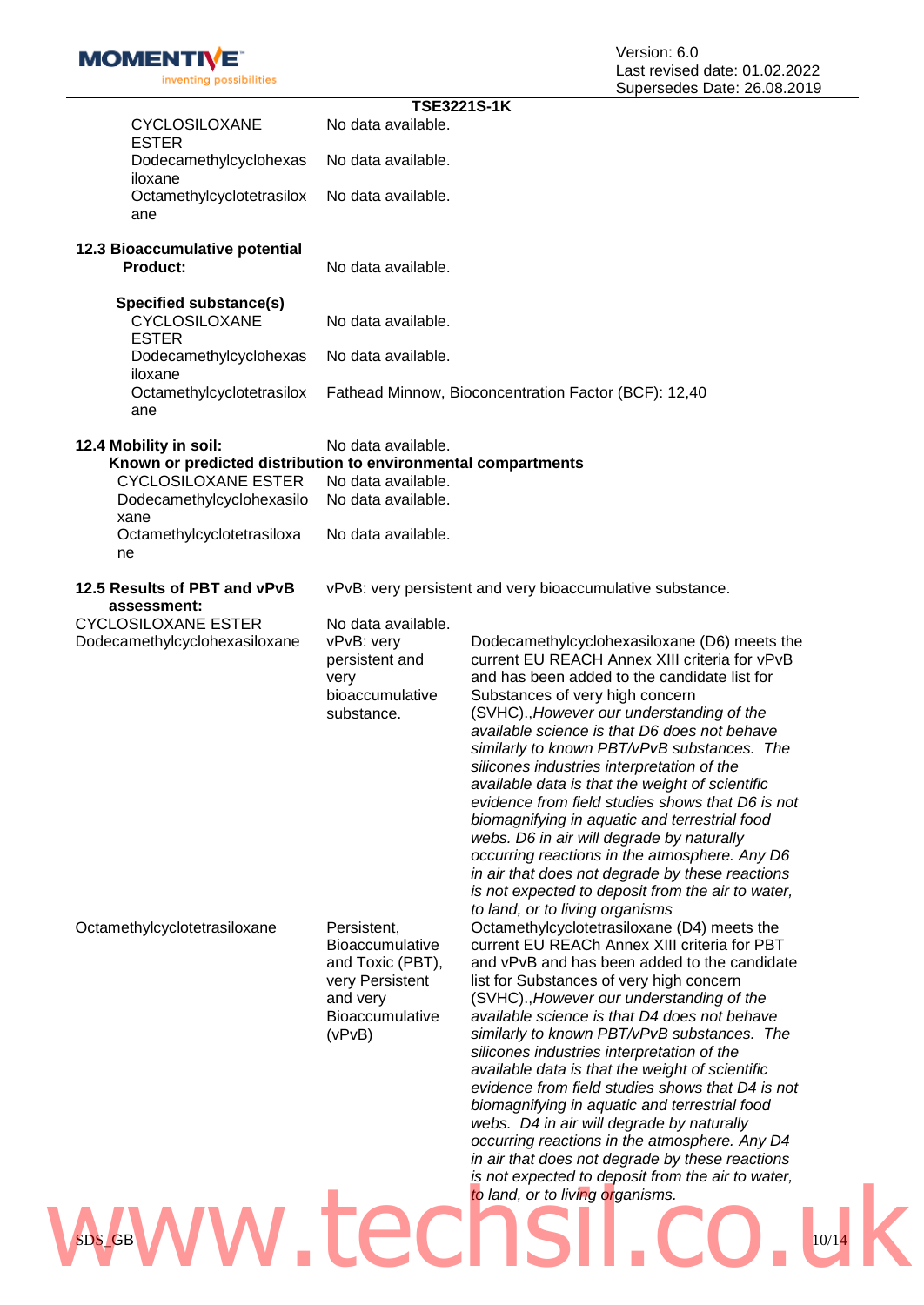TSE3221S-1K

| | |
|---|---|
| CYCLOSILOXANE ESTER | No data available. |
| Dodecamethylcyclohexasiloxane | No data available. |
| Octamethylcyclotetrasiloxane | No data available. |

**12.3 Bioaccumulative potential**

**Product:** No data available.

**Specified substance(s)**

| | |
|---|---|
| CYCLOSILOXANE ESTER | No data available. |
| Dodecamethylcyclohexasiloxane | No data available. |
| Octamethylcyclotetrasiloxane | Fathead Minnow, Bioconcentration Factor (BCF): 12,40 |

**12.4 Mobility in soil:** No data available.

**Known or predicted distribution to environmental compartments**

| | |
|---|---|
| CYCLOSILOXANE ESTER | No data available. |
| Dodecamethylcyclohexasiloxane | No data available. |
| Octamethylcyclotetrasiloxane | No data available. |

**12.5 Results of PBT and vPvB assessment:** vPvB: very persistent and very bioaccumulative substance.

| | | |
|---|---|---|
| CYCLOSILOXANE ESTER | No data available. | |
| Dodecamethylcyclohexasiloxane | vPvB: very persistent and very bioaccumulative substance. | Dodecamethylcyclohexasiloxane (D6) meets the current EU REACH Annex XIII criteria for vPvB and has been added to the candidate list for Substances of very high concern (SVHC).,*However our understanding of the available science is that D6 does not behave similarly to known PBT/vPvB substances. The silicones industries interpretation of the available data is that the weight of scientific evidence from field studies shows that D6 is not biomagnifying in aquatic and terrestrial food webs. D6 in air will degrade by naturally occurring reactions in the atmosphere. Any D6 in air that does not degrade by these reactions is not expected to deposit from the air to water, to land, or to living organisms* |
| Octamethylcyclotetrasiloxane | Persistent, Bioaccumulative and Toxic (PBT), very Persistent and very Bioaccumulative (vPvB) | Octamethylcyclotetrasiloxane (D4) meets the current EU REACh Annex XIII criteria for PBT and vPvB and has been added to the candidate list for Substances of very high concern (SVHC).,*However our understanding of the available science is that D4 does not behave similarly to known PBT/vPvB substances. The silicones industries interpretation of the available data is that the weight of scientific evidence from field studies shows that D4 is not biomagnifying in aquatic and terrestrial food webs. D4 in air will degrade by naturally occurring reactions in the atmosphere. Any D4 in air that does not degrade by these reactions is not expected to deposit from the air to water, to land, or to living organisms.* |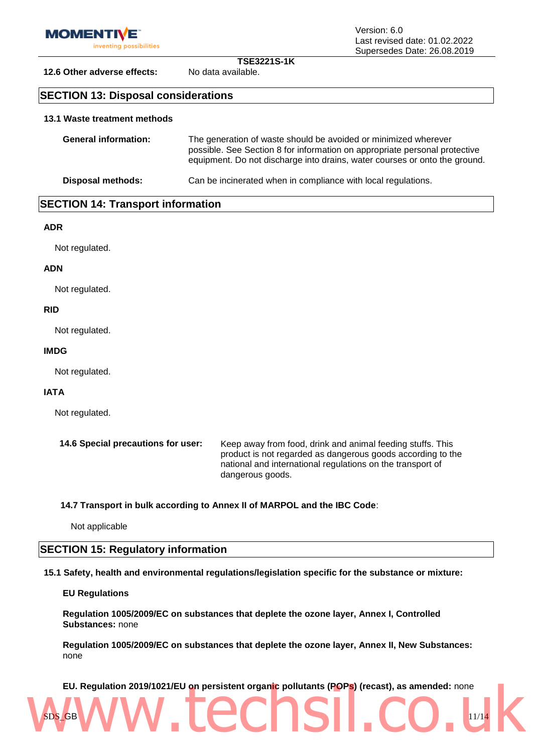**12.6 Other adverse effects:** No data available.

## SECTION 13: Disposal considerations

**13.1 Waste treatment methods**

**General information:** The generation of waste should be avoided or minimized wherever possible. See Section 8 for information on appropriate personal protective equipment. Do not discharge into drains, water courses or onto the ground.

**Disposal methods:** Can be incinerated when in compliance with local regulations.

## SECTION 14: Transport information

**ADR**

Not regulated.

**ADN**

Not regulated.

**RID**

Not regulated.

**IMDG**

Not regulated.

**IATA**

Not regulated.

**14.6 Special precautions for user:** Keep away from food, drink and animal feeding stuffs. This product is not regarded as dangerous goods according to the national and international regulations on the transport of dangerous goods.

**14.7 Transport in bulk according to Annex II of MARPOL and the IBC Code**:

Not applicable

## SECTION 15: Regulatory information

**15.1 Safety, health and environmental regulations/legislation specific for the substance or mixture:**

**EU Regulations**

**Regulation 1005/2009/EC on substances that deplete the ozone layer, Annex I, Controlled Substances:** none

**Regulation 1005/2009/EC on substances that deplete the ozone layer, Annex II, New Substances:** none

**EU. Regulation 2019/1021/EU on persistent organic pollutants (POPs) (recast), as amended:** none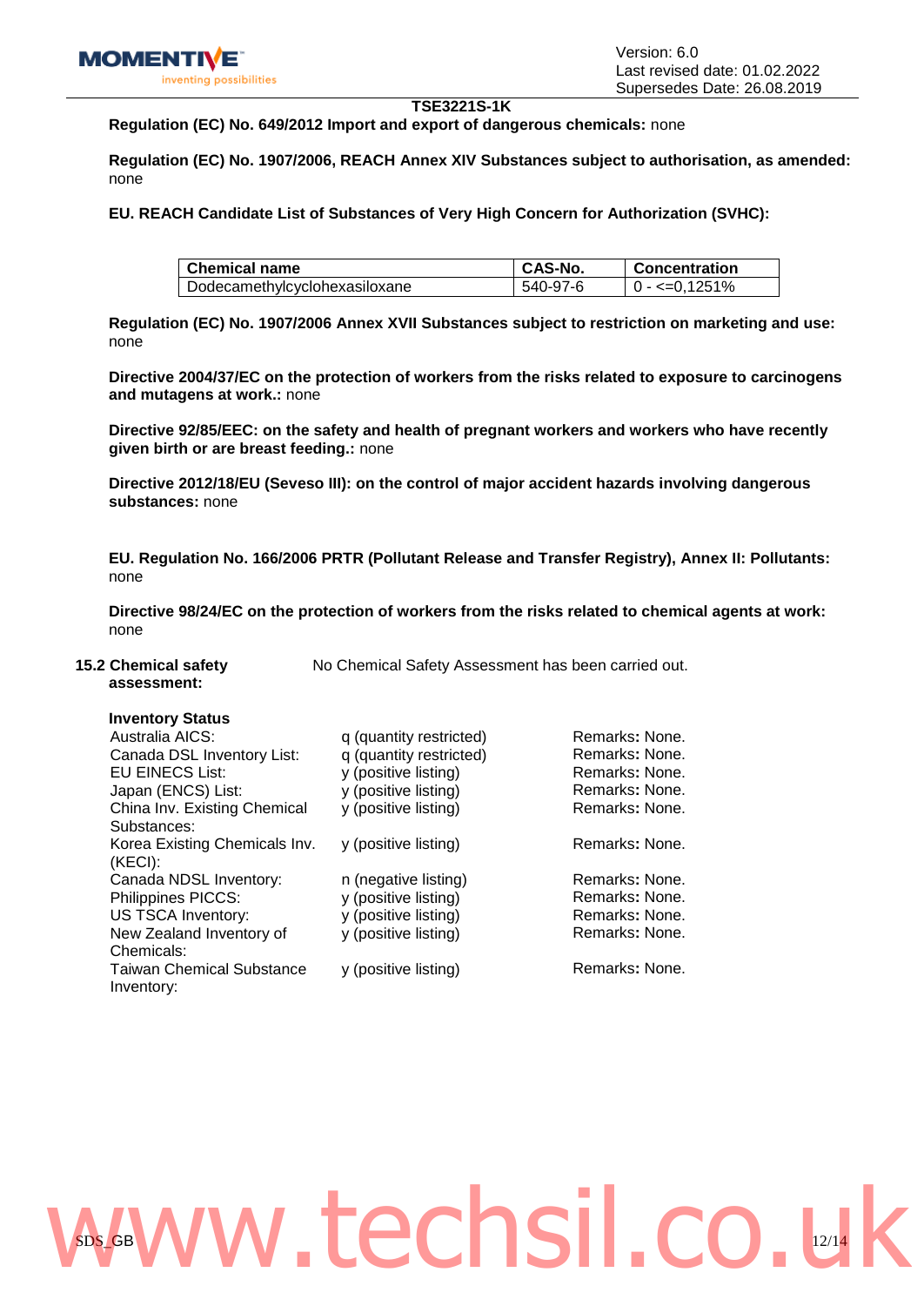**Regulation (EC) No. 649/2012 Import and export of dangerous chemicals:** none

**Regulation (EC) No. 1907/2006, REACH Annex XIV Substances subject to authorisation, as amended:** none

**EU. REACH Candidate List of Substances of Very High Concern for Authorization (SVHC):**

| Chemical name | CAS-No. | Concentration |
|---|---|---|
| Dodecamethylcyclohexasiloxane | 540-97-6 | 0 - <=0,1251% |

**Regulation (EC) No. 1907/2006 Annex XVII Substances subject to restriction on marketing and use:** none

**Directive 2004/37/EC on the protection of workers from the risks related to exposure to carcinogens and mutagens at work.:** none

**Directive 92/85/EEC: on the safety and health of pregnant workers and workers who have recently given birth or are breast feeding.:** none

**Directive 2012/18/EU (Seveso III): on the control of major accident hazards involving dangerous substances:** none

**EU. Regulation No. 166/2006 PRTR (Pollutant Release and Transfer Registry), Annex II: Pollutants:** none

**Directive 98/24/EC on the protection of workers from the risks related to chemical agents at work:** none

**15.2 Chemical safety assessment:** No Chemical Safety Assessment has been carried out.

**Inventory Status**

| | | |
|---|---|---|
| Australia AICS: | q (quantity restricted) | Remarks: None. |
| Canada DSL Inventory List: | q (quantity restricted) | Remarks: None. |
| EU EINECS List: | y (positive listing) | Remarks: None. |
| Japan (ENCS) List: | y (positive listing) | Remarks: None. |
| China Inv. Existing Chemical Substances: | y (positive listing) | Remarks: None. |
| Korea Existing Chemicals Inv. (KECI): | y (positive listing) | Remarks: None. |
| Canada NDSL Inventory: | n (negative listing) | Remarks: None. |
| Philippines PICCS: | y (positive listing) | Remarks: None. |
| US TSCA Inventory: | y (positive listing) | Remarks: None. |
| New Zealand Inventory of Chemicals: | y (positive listing) | Remarks: None. |
| Taiwan Chemical Substance Inventory: | y (positive listing) | Remarks: None. |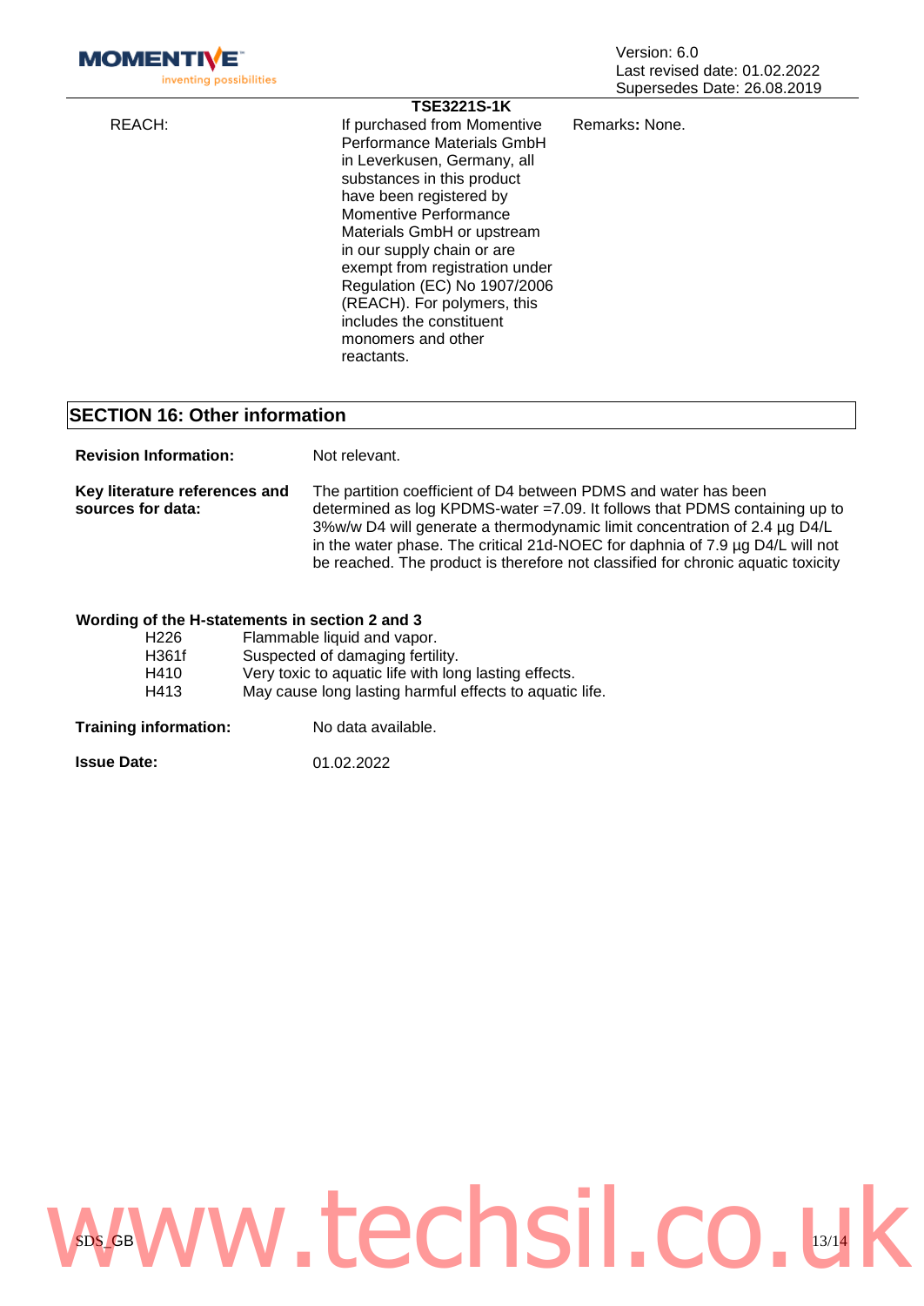**TSE3221S-1K**

| | | |
|---|---|---|
| REACH: | If purchased from Momentive Performance Materials GmbH in Leverkusen, Germany, all substances in this product have been registered by Momentive Performance Materials GmbH or upstream in our supply chain or are exempt from registration under Regulation (EC) No 1907/2006 (REACH). For polymers, this includes the constituent monomers and other reactants. | Remarks**:** None. |

## SECTION 16: Other information

**Revision Information:** Not relevant.

**Key literature references and sources for data:** The partition coefficient of D4 between PDMS and water has been determined as log KPDMS-water =7.09. It follows that PDMS containing up to 3%w/w D4 will generate a thermodynamic limit concentration of 2.4 µg D4/L in the water phase. The critical 21d-NOEC for daphnia of 7.9 µg D4/L will not be reached. The product is therefore not classified for chronic aquatic toxicity

**Wording of the H-statements in section 2 and 3**

| | |
|---|---|
| H226 | Flammable liquid and vapor. |
| H361f | Suspected of damaging fertility. |
| H410 | Very toxic to aquatic life with long lasting effects. |
| H413 | May cause long lasting harmful effects to aquatic life. |

**Training information:** No data available.

**Issue Date:** 01.02.2022

www.techsil.co.uk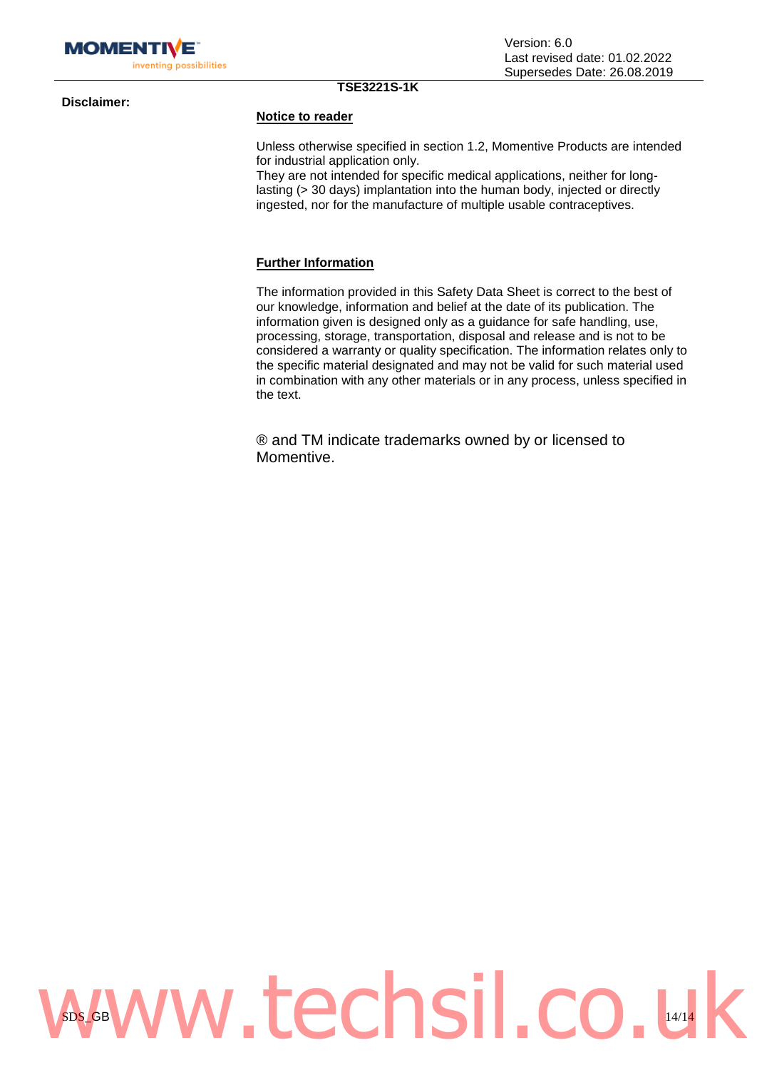**Disclaimer:**

**Notice to reader**

Unless otherwise specified in section 1.2, Momentive Products are intended for industrial application only.
They are not intended for specific medical applications, neither for long-lasting (> 30 days) implantation into the human body, injected or directly ingested, nor for the manufacture of multiple usable contraceptives.

**Further Information**

The information provided in this Safety Data Sheet is correct to the best of our knowledge, information and belief at the date of its publication. The information given is designed only as a guidance for safe handling, use, processing, storage, transportation, disposal and release and is not to be considered a warranty or quality specification. The information relates only to the specific material designated and may not be valid for such material used in combination with any other materials or in any process, unless specified in the text.

® and TM indicate trademarks owned by or licensed to Momentive.